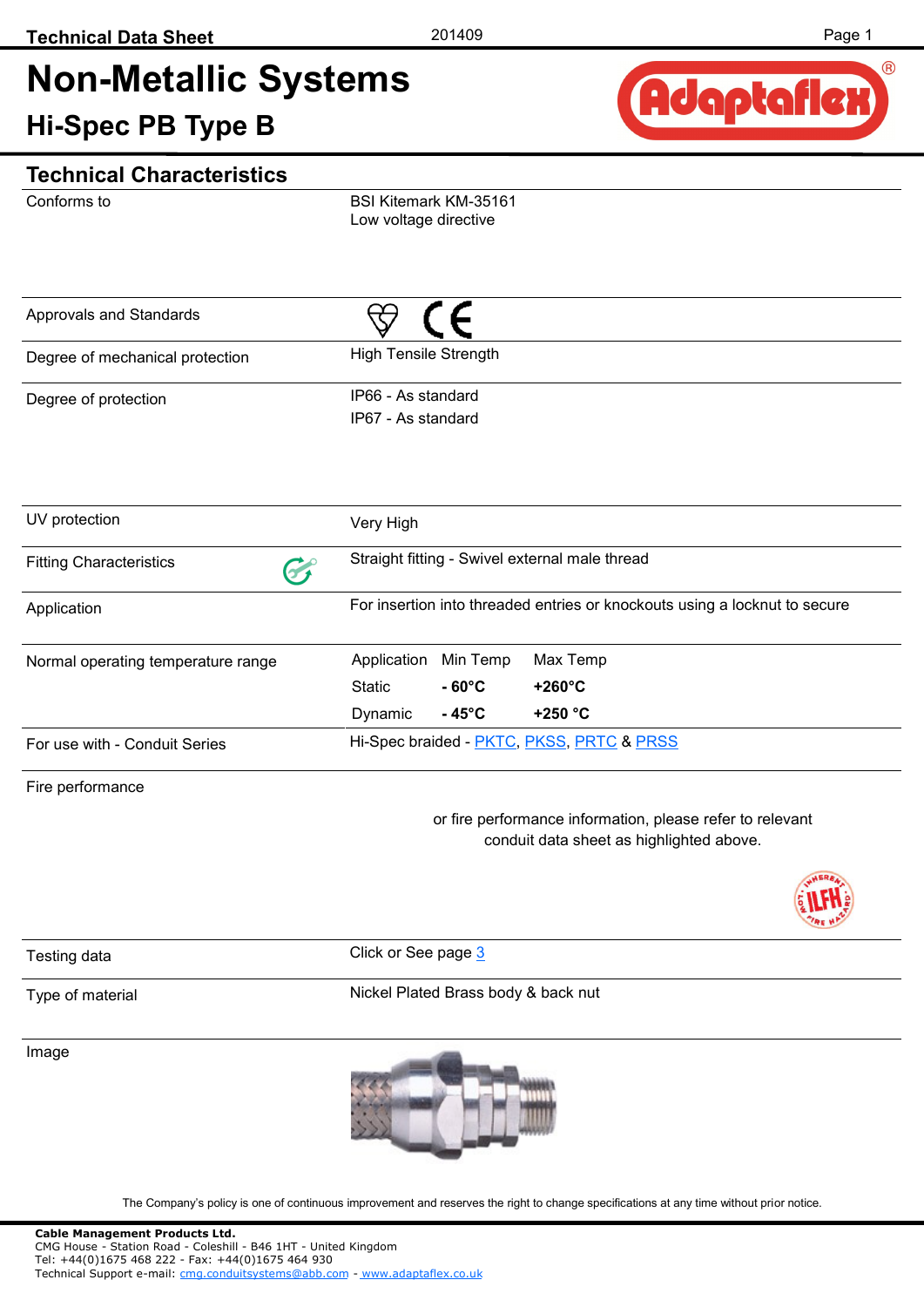# Non-Metallic Systems

## Hi-Spec PB Type B

### Technical Characteristics

| | |
|---|---|
| Conforms to | BSI Kitemark KM-35161<br>Low voltage directive |
| Approvals and Standards | |
| Degree of mechanical protection | High Tensile Strength |
| Degree of protection | IP66 - As standard<br>IP67 - As standard |
| UV protection | Very High |
| Fitting Characteristics | Straight fitting - Swivel external male thread |
| Application | For insertion into threaded entries or knockouts using a locknut to secure |
| Normal operating temperature range | Application / Min Temp / Max Temp<br>Static: **- 60°C** / **+260°C**<br>Dynamic: **- 45°C** / **+250 °C** |
| For use with - Conduit Series | Hi-Spec braided - PKTC, PKSS, PRTC & PRSS |
| Fire performance | or fire performance information, please refer to relevant conduit data sheet as highlighted above. |
| Testing data | Click or See page 3 |
| Type of material | Nickel Plated Brass body & back nut |
| Image | |

The Company's policy is one of continuous improvement and reserves the right to change specifications at any time without prior notice.

**Cable Management Products Ltd.**
CMG House - Station Road - Coleshill - B46 1HT - United Kingdom
Tel: +44(0)1675 468 222 - Fax: +44(0)1675 464 930
Technical Support e-mail: cmg.conduitsystems@abb.com - www.adaptaflex.co.uk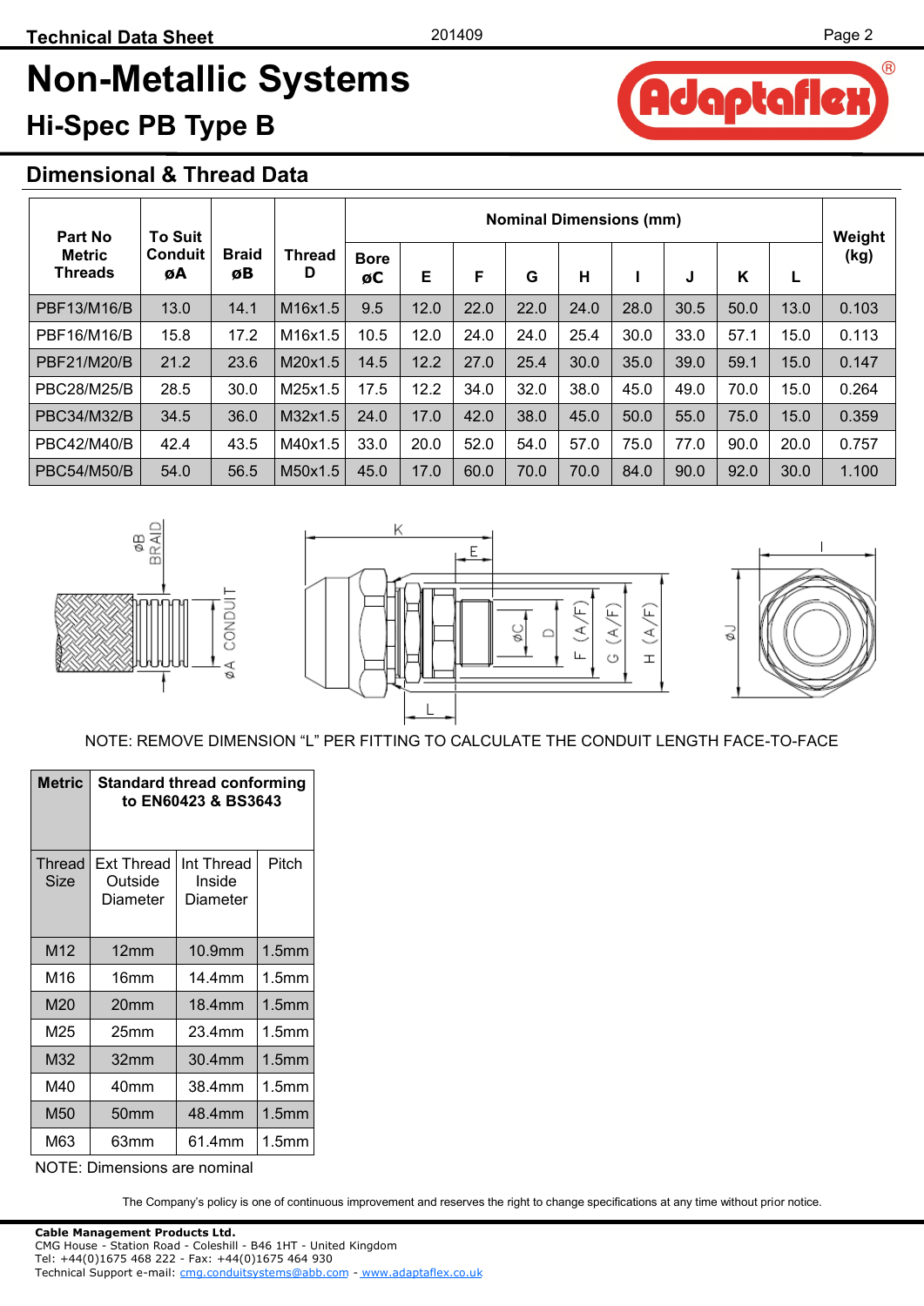# Non-Metallic Systems

## Hi-Spec PB Type B

### Dimensional & Thread Data

| Part No Metric Threads | To Suit Conduit øA | Braid øB | Thread D | Nominal Dimensions (mm) | | | | | | | | | Weight (kg) |
|---|---|---|---|---|---|---|---|---|---|---|---|---|---|
| | | | | Bore øC | E | F | G | H | I | J | K | L | |
| PBF13/M16/B | 13.0 | 14.1 | M16x1.5 | 9.5 | 12.0 | 22.0 | 22.0 | 24.0 | 28.0 | 30.5 | 50.0 | 13.0 | 0.103 |
| PBF16/M16/B | 15.8 | 17.2 | M16x1.5 | 10.5 | 12.0 | 24.0 | 24.0 | 25.4 | 30.0 | 33.0 | 57.1 | 15.0 | 0.113 |
| PBF21/M20/B | 21.2 | 23.6 | M20x1.5 | 14.5 | 12.2 | 27.0 | 25.4 | 30.0 | 35.0 | 39.0 | 59.1 | 15.0 | 0.147 |
| PBC28/M25/B | 28.5 | 30.0 | M25x1.5 | 17.5 | 12.2 | 34.0 | 32.0 | 38.0 | 45.0 | 49.0 | 70.0 | 15.0 | 0.264 |
| PBC34/M32/B | 34.5 | 36.0 | M32x1.5 | 24.0 | 17.0 | 42.0 | 38.0 | 45.0 | 50.0 | 55.0 | 75.0 | 15.0 | 0.359 |
| PBC42/M40/B | 42.4 | 43.5 | M40x1.5 | 33.0 | 20.0 | 52.0 | 54.0 | 57.0 | 75.0 | 77.0 | 90.0 | 20.0 | 0.757 |
| PBC54/M50/B | 54.0 | 56.5 | M50x1.5 | 45.0 | 17.0 | 60.0 | 70.0 | 70.0 | 84.0 | 90.0 | 92.0 | 30.0 | 1.100 |

NOTE: REMOVE DIMENSION "L" PER FITTING TO CALCULATE THE CONDUIT LENGTH FACE-TO-FACE

| Metric | Standard thread conforming to EN60423 & BS3643 | | |
|---|---|---|---|
| Thread Size | Ext Thread Outside Diameter | Int Thread Inside Diameter | Pitch |
| M12 | 12mm | 10.9mm | 1.5mm |
| M16 | 16mm | 14.4mm | 1.5mm |
| M20 | 20mm | 18.4mm | 1.5mm |
| M25 | 25mm | 23.4mm | 1.5mm |
| M32 | 32mm | 30.4mm | 1.5mm |
| M40 | 40mm | 38.4mm | 1.5mm |
| M50 | 50mm | 48.4mm | 1.5mm |
| M63 | 63mm | 61.4mm | 1.5mm |

NOTE: Dimensions are nominal

The Company's policy is one of continuous improvement and reserves the right to change specifications at any time without prior notice.

**Cable Management Products Ltd.**
CMG House - Station Road - Coleshill - B46 1HT - United Kingdom
Tel: +44(0)1675 468 222 - Fax: +44(0)1675 464 930
Technical Support e-mail: cmg.conduitsystems@abb.com - www.adaptaflex.co.uk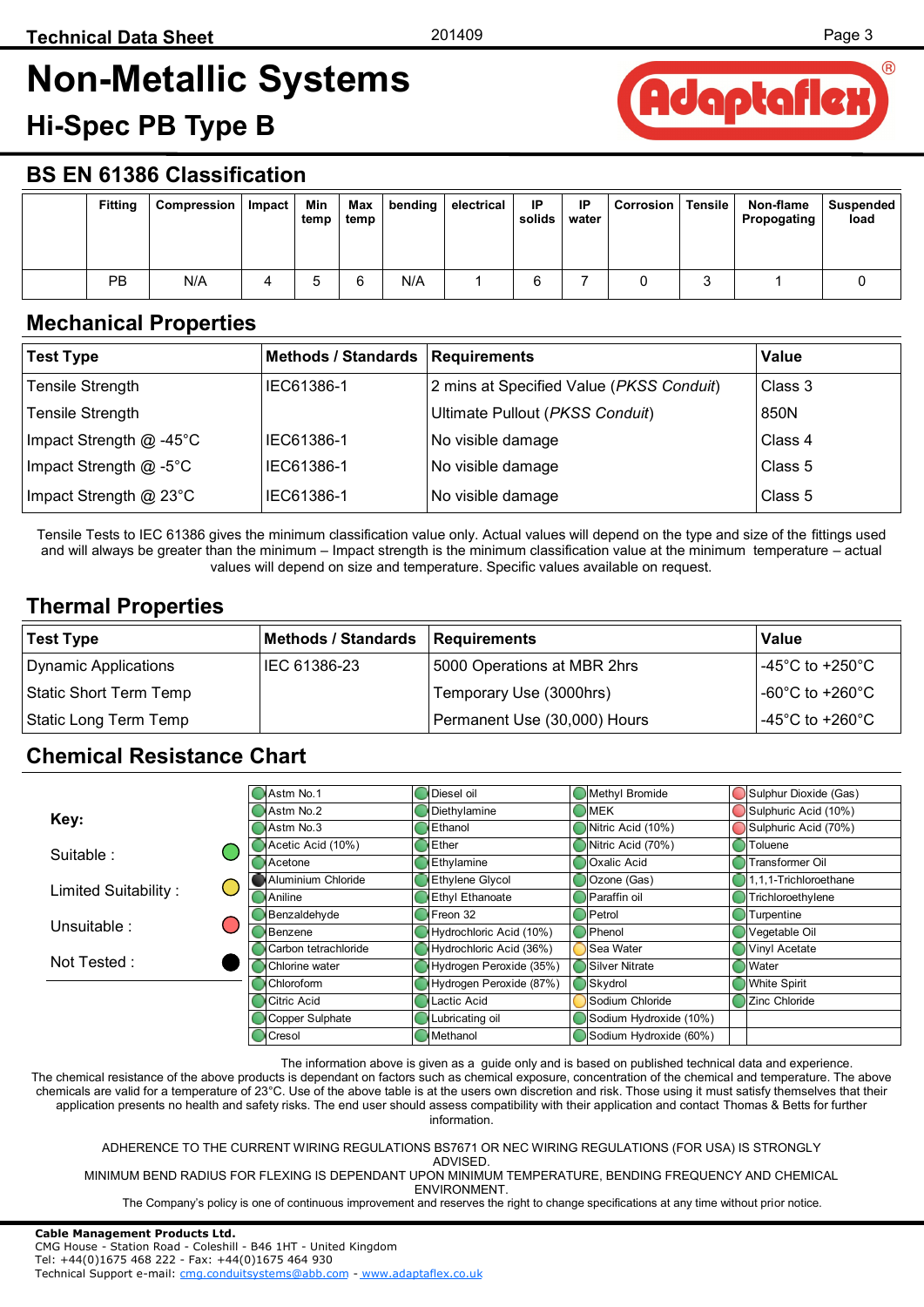# Non-Metallic Systems

## Hi-Spec PB Type B

## BS EN 61386 Classification

| | Fitting | Compression | Impact | Min temp | Max temp | bending | electrical | IP solids | IP water | Corrosion | Tensile | Non-flame Propogating | Suspended load |
|---|---|---|---|---|---|---|---|---|---|---|---|---|---|
| | PB | N/A | 4 | 5 | 6 | N/A | 1 | 6 | 7 | 0 | 3 | 1 | 0 |

## Mechanical Properties

| Test Type | Methods / Standards | Requirements | Value |
|---|---|---|---|
| Tensile Strength | IEC61386-1 | 2 mins at Specified Value (*PKSS Conduit*) | Class 3 |
| Tensile Strength | | Ultimate Pullout (*PKSS Conduit*) | 850N |
| Impact Strength @ -45°C | IEC61386-1 | No visible damage | Class 4 |
| Impact Strength @ -5°C | IEC61386-1 | No visible damage | Class 5 |
| Impact Strength @ 23°C | IEC61386-1 | No visible damage | Class 5 |

Tensile Tests to IEC 61386 gives the minimum classification value only. Actual values will depend on the type and size of the fittings used and will always be greater than the minimum – Impact strength is the minimum classification value at the minimum temperature – actual values will depend on size and temperature. Specific values available on request.

## Thermal Properties

| Test Type | Methods / Standards | Requirements | Value |
|---|---|---|---|
| Dynamic Applications | IEC 61386-23 | 5000 Operations at MBR 2hrs | -45°C to +250°C |
| Static Short Term Temp | | Temporary Use (3000hrs) | -60°C to +260°C |
| Static Long Term Temp | | Permanent Use (30,000) Hours | -45°C to +260°C |

## Chemical Resistance Chart

**Key:**

- Suitable : (green)
- Limited Suitability : (yellow)
- Unsuitable : (red)
- Not Tested : (black)

| | | | |
|---|---|---|---|
| Astm No.1 (Suitable) | Diesel oil (Suitable) | Methyl Bromide (Suitable) | Sulphur Dioxide (Gas) (Unsuitable) |
| Astm No.2 (Suitable) | Diethylamine (Suitable) | MEK (Suitable) | Sulphuric Acid (10%) (Unsuitable) |
| Astm No.3 (Suitable) | Ethanol (Suitable) | Nitric Acid (10%) (Suitable) | Sulphuric Acid (70%) (Unsuitable) |
| Acetic Acid (10%) (Suitable) | Ether (Suitable) | Nitric Acid (70%) (Suitable) | Toluene (Suitable) |
| Acetone (Suitable) | Ethylamine (Suitable) | Oxalic Acid (Suitable) | Transformer Oil (Suitable) |
| Aluminium Chloride (Not Tested) | Ethylene Glycol (Suitable) | Ozone (Gas) (Suitable) | 1,1,1-Trichloroethane (Suitable) |
| Aniline (Suitable) | Ethyl Ethanoate (Suitable) | Paraffin oil (Suitable) | Trichloroethylene (Suitable) |
| Benzaldehyde (Suitable) | Freon 32 (Suitable) | Petrol (Suitable) | Turpentine (Suitable) |
| Benzene (Suitable) | Hydrochloric Acid (10%) (Suitable) | Phenol (Suitable) | Vegetable Oil (Suitable) |
| Carbon tetrachloride (Suitable) | Hydrochloric Acid (36%) (Suitable) | Sea Water (Limited Suitability) | Vinyl Acetate (Suitable) |
| Chlorine water (Suitable) | Hydrogen Peroxide (35%) (Suitable) | Silver Nitrate (Suitable) | Water (Suitable) |
| Chloroform (Suitable) | Hydrogen Peroxide (87%) (Suitable) | Skydrol (Suitable) | White Spirit (Suitable) |
| Citric Acid (Suitable) | Lactic Acid (Suitable) | Sodium Chloride (Limited Suitability) | Zinc Chloride (Suitable) |
| Copper Sulphate (Suitable) | Lubricating oil (Suitable) | Sodium Hydroxide (10%) (Suitable) | |
| Cresol (Suitable) | Methanol (Suitable) | Sodium Hydroxide (60%) (Suitable) | |

The information above is given as a guide only and is based on published technical data and experience. The chemical resistance of the above products is dependant on factors such as chemical exposure, concentration of the chemical and temperature. The above chemicals are valid for a temperature of 23°C. Use of the above table is at the users own discretion and risk. Those using it must satisfy themselves that their application presents no health and safety risks. The end user should assess compatibility with their application and contact Thomas & Betts for further information.

ADHERENCE TO THE CURRENT WIRING REGULATIONS BS7671 OR NEC WIRING REGULATIONS (FOR USA) IS STRONGLY ADVISED.
MINIMUM BEND RADIUS FOR FLEXING IS DEPENDANT UPON MINIMUM TEMPERATURE, BENDING FREQUENCY AND CHEMICAL ENVIRONMENT.
The Company's policy is one of continuous improvement and reserves the right to change specifications at any time without prior notice.

**Cable Management Products Ltd.**
CMG House - Station Road - Coleshill - B46 1HT - United Kingdom
Tel: +44(0)1675 468 222 - Fax: +44(0)1675 464 930
Technical Support e-mail: cmg.conduitsystems@abb.com - www.adaptaflex.co.uk